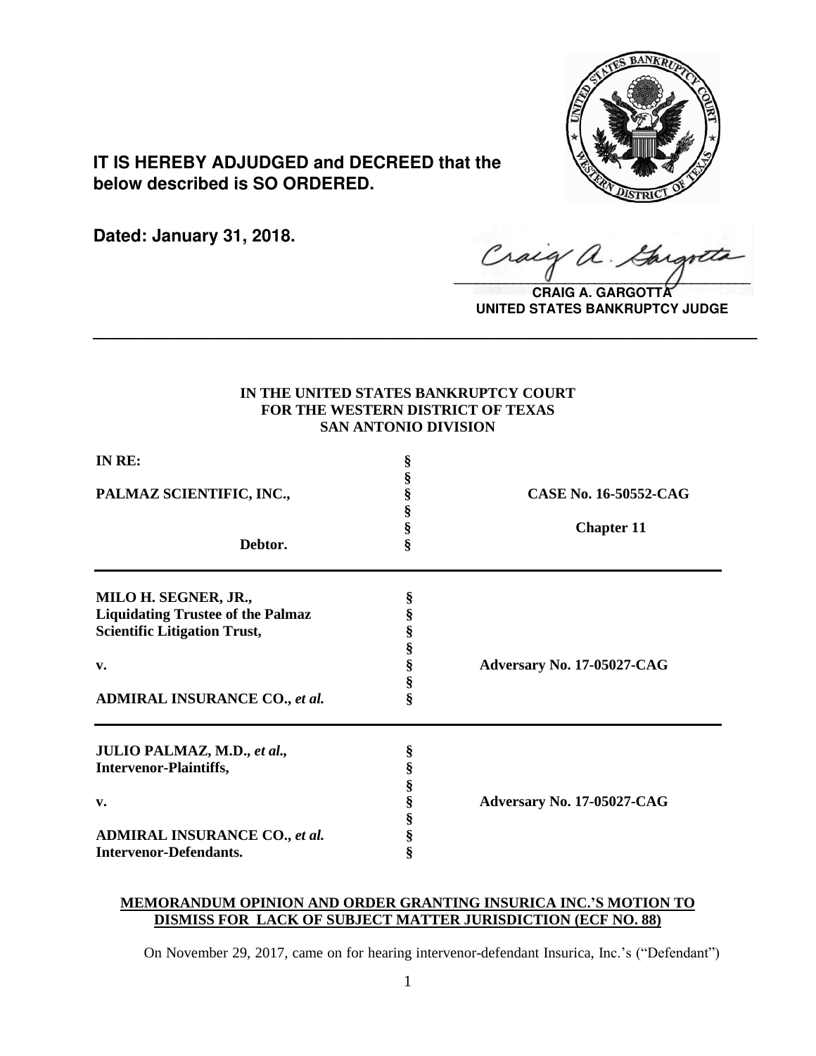**IT IS HEREBY ADJUDGED and DECREED that the below described is SO ORDERED.**

**Dated: January 31, 2018.**

**CRAIG A. GARGOTTA**
**UNITED STATES BANKRUPTCY JUDGE**

---

**IN THE UNITED STATES BANKRUPTCY COURT**
**FOR THE WESTERN DISTRICT OF TEXAS**
**SAN ANTONIO DIVISION**

| | | |
|---|---|---|
| **IN RE:** | § | |
| | § | |
| **PALMAZ SCIENTIFIC, INC.,** | § | **CASE No. 16-50552-CAG** |
| | § | |
| | § | **Chapter 11** |
| **Debtor.** | § | |

| | | |
|---|---|---|
| **MILO H. SEGNER, JR.,** | § | |
| **Liquidating Trustee of the Palmaz** | § | |
| **Scientific Litigation Trust,** | § | |
| | § | |
| **v.** | § | **Adversary No. 17-05027-CAG** |
| | § | |
| **ADMIRAL INSURANCE CO.,** ***et al.*** | § | |

| | | |
|---|---|---|
| **JULIO PALMAZ, M.D.,** ***et al.*****,** | § | |
| **Intervenor-Plaintiffs,** | § | |
| | § | |
| **v.** | § | **Adversary No. 17-05027-CAG** |
| | § | |
| **ADMIRAL INSURANCE CO.,** ***et al.*** | § | |
| **Intervenor-Defendants.** | § | |

**MEMORANDUM OPINION AND ORDER GRANTING INSURICA INC.'S MOTION TO DISMISS FOR LACK OF SUBJECT MATTER JURISDICTION (ECF NO. 88)**

On November 29, 2017, came on for hearing intervenor-defendant Insurica, Inc.'s ("Defendant")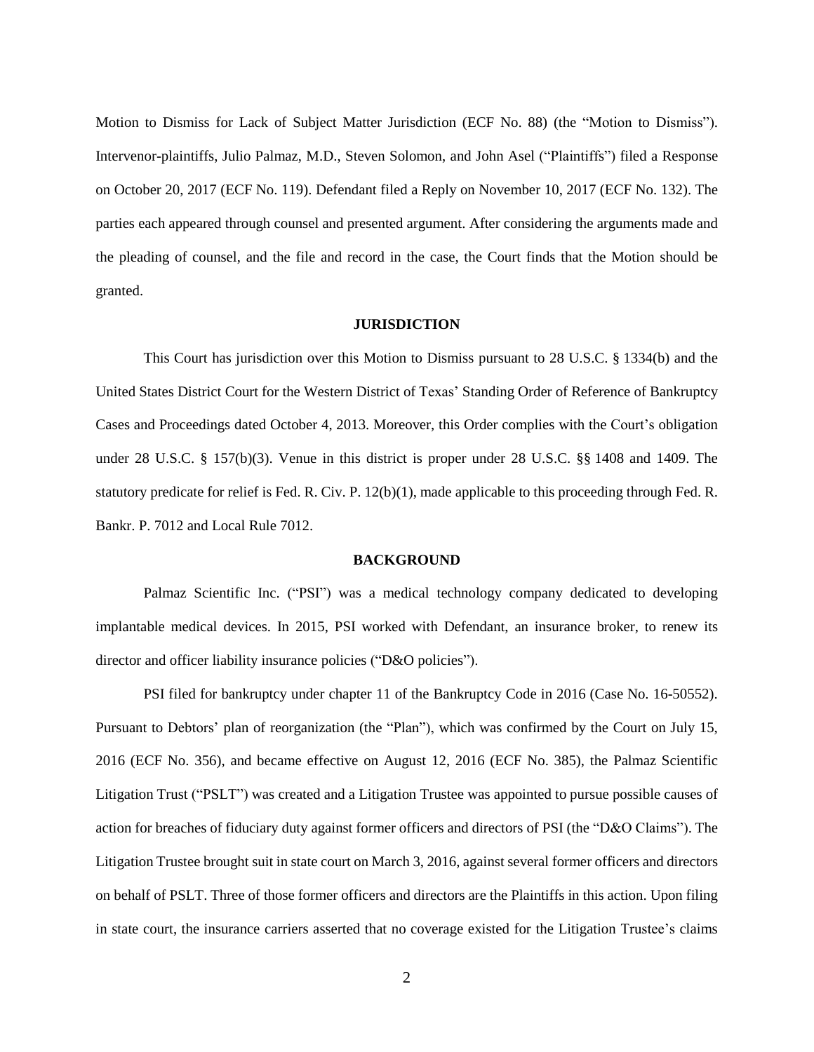Motion to Dismiss for Lack of Subject Matter Jurisdiction (ECF No. 88) (the "Motion to Dismiss"). Intervenor-plaintiffs, Julio Palmaz, M.D., Steven Solomon, and John Asel ("Plaintiffs") filed a Response on October 20, 2017 (ECF No. 119). Defendant filed a Reply on November 10, 2017 (ECF No. 132). The parties each appeared through counsel and presented argument. After considering the arguments made and the pleading of counsel, and the file and record in the case, the Court finds that the Motion should be granted.

## JURISDICTION

This Court has jurisdiction over this Motion to Dismiss pursuant to 28 U.S.C. § 1334(b) and the United States District Court for the Western District of Texas' Standing Order of Reference of Bankruptcy Cases and Proceedings dated October 4, 2013. Moreover, this Order complies with the Court's obligation under 28 U.S.C. § 157(b)(3). Venue in this district is proper under 28 U.S.C. §§ 1408 and 1409. The statutory predicate for relief is Fed. R. Civ. P. 12(b)(1), made applicable to this proceeding through Fed. R. Bankr. P. 7012 and Local Rule 7012.

## BACKGROUND

Palmaz Scientific Inc. ("PSI") was a medical technology company dedicated to developing implantable medical devices. In 2015, PSI worked with Defendant, an insurance broker, to renew its director and officer liability insurance policies ("D&O policies").

PSI filed for bankruptcy under chapter 11 of the Bankruptcy Code in 2016 (Case No. 16-50552). Pursuant to Debtors' plan of reorganization (the "Plan"), which was confirmed by the Court on July 15, 2016 (ECF No. 356), and became effective on August 12, 2016 (ECF No. 385), the Palmaz Scientific Litigation Trust ("PSLT") was created and a Litigation Trustee was appointed to pursue possible causes of action for breaches of fiduciary duty against former officers and directors of PSI (the "D&O Claims"). The Litigation Trustee brought suit in state court on March 3, 2016, against several former officers and directors on behalf of PSLT. Three of those former officers and directors are the Plaintiffs in this action. Upon filing in state court, the insurance carriers asserted that no coverage existed for the Litigation Trustee's claims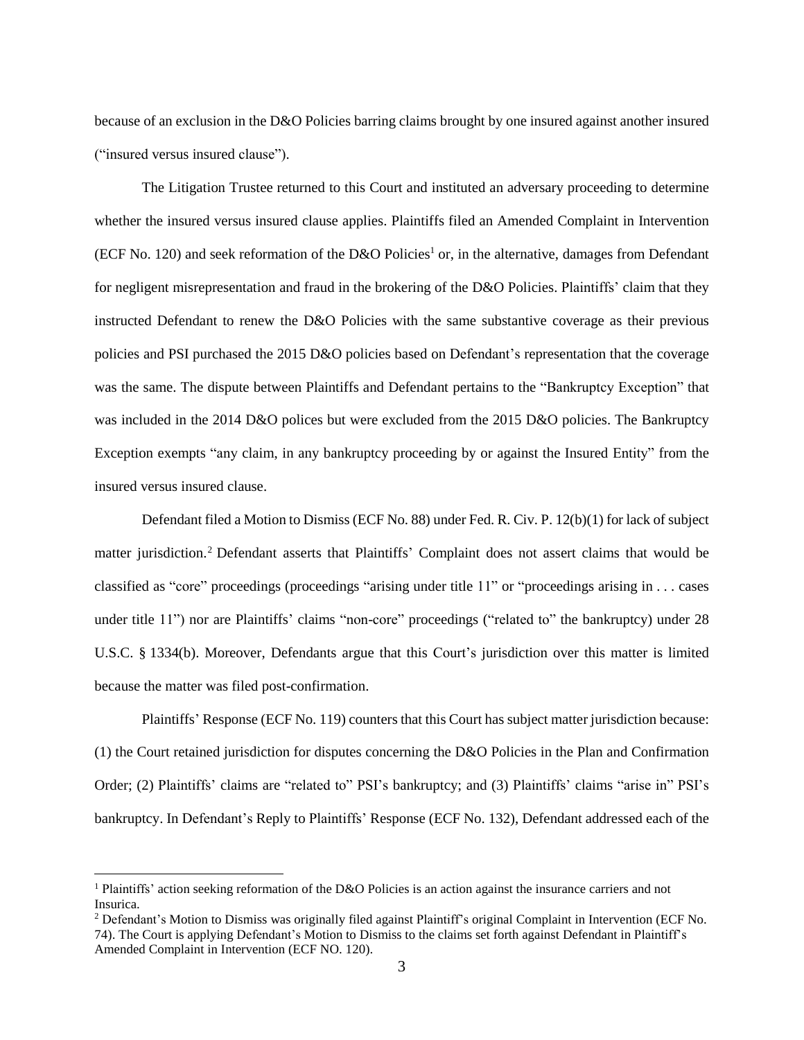because of an exclusion in the D&O Policies barring claims brought by one insured against another insured ("insured versus insured clause").

The Litigation Trustee returned to this Court and instituted an adversary proceeding to determine whether the insured versus insured clause applies. Plaintiffs filed an Amended Complaint in Intervention (ECF No. 120) and seek reformation of the D&O Policies[1] or, in the alternative, damages from Defendant for negligent misrepresentation and fraud in the brokering of the D&O Policies. Plaintiffs' claim that they instructed Defendant to renew the D&O Policies with the same substantive coverage as their previous policies and PSI purchased the 2015 D&O policies based on Defendant's representation that the coverage was the same. The dispute between Plaintiffs and Defendant pertains to the "Bankruptcy Exception" that was included in the 2014 D&O polices but were excluded from the 2015 D&O policies. The Bankruptcy Exception exempts "any claim, in any bankruptcy proceeding by or against the Insured Entity" from the insured versus insured clause.

Defendant filed a Motion to Dismiss (ECF No. 88) under Fed. R. Civ. P. 12(b)(1) for lack of subject matter jurisdiction.[2] Defendant asserts that Plaintiffs' Complaint does not assert claims that would be classified as "core" proceedings (proceedings "arising under title 11" or "proceedings arising in . . . cases under title 11") nor are Plaintiffs' claims "non-core" proceedings ("related to" the bankruptcy) under 28 U.S.C. § 1334(b). Moreover, Defendants argue that this Court's jurisdiction over this matter is limited because the matter was filed post-confirmation.

Plaintiffs' Response (ECF No. 119) counters that this Court has subject matter jurisdiction because: (1) the Court retained jurisdiction for disputes concerning the D&O Policies in the Plan and Confirmation Order; (2) Plaintiffs' claims are "related to" PSI's bankruptcy; and (3) Plaintiffs' claims "arise in" PSI's bankruptcy. In Defendant's Reply to Plaintiffs' Response (ECF No. 132), Defendant addressed each of the

[1] Plaintiffs' action seeking reformation of the D&O Policies is an action against the insurance carriers and not Insurica.

[2] Defendant's Motion to Dismiss was originally filed against Plaintiff's original Complaint in Intervention (ECF No. 74). The Court is applying Defendant's Motion to Dismiss to the claims set forth against Defendant in Plaintiff's Amended Complaint in Intervention (ECF NO. 120).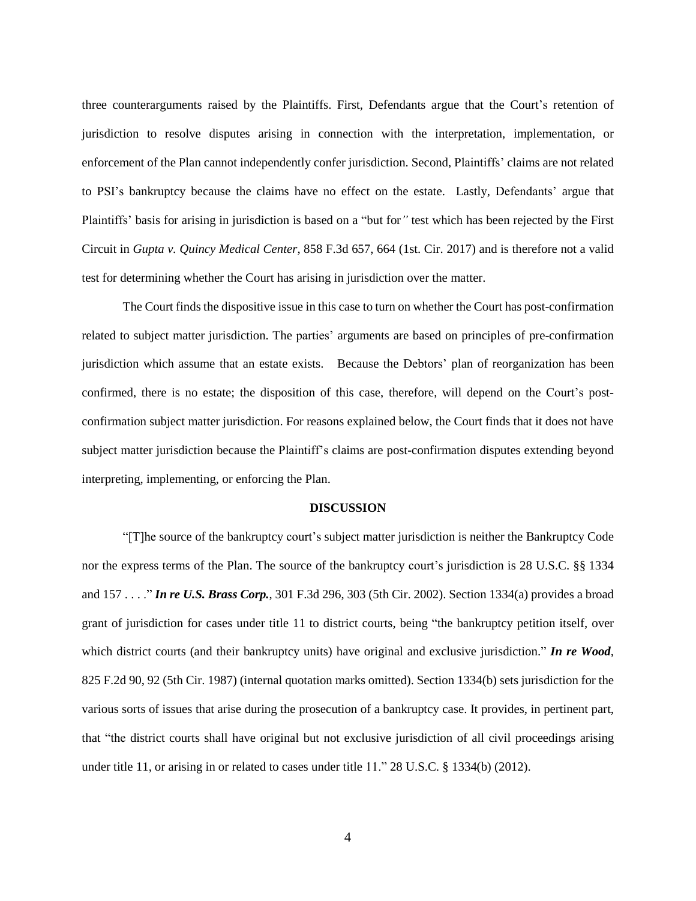three counterarguments raised by the Plaintiffs. First, Defendants argue that the Court's retention of jurisdiction to resolve disputes arising in connection with the interpretation, implementation, or enforcement of the Plan cannot independently confer jurisdiction. Second, Plaintiffs' claims are not related to PSI's bankruptcy because the claims have no effect on the estate. Lastly, Defendants' argue that Plaintiffs' basis for arising in jurisdiction is based on a "but for" test which has been rejected by the First Circuit in *Gupta v. Quincy Medical Center*, 858 F.3d 657, 664 (1st. Cir. 2017) and is therefore not a valid test for determining whether the Court has arising in jurisdiction over the matter.

The Court finds the dispositive issue in this case to turn on whether the Court has post-confirmation related to subject matter jurisdiction. The parties' arguments are based on principles of pre-confirmation jurisdiction which assume that an estate exists. Because the Debtors' plan of reorganization has been confirmed, there is no estate; the disposition of this case, therefore, will depend on the Court's post-confirmation subject matter jurisdiction. For reasons explained below, the Court finds that it does not have subject matter jurisdiction because the Plaintiff's claims are post-confirmation disputes extending beyond interpreting, implementing, or enforcing the Plan.

## DISCUSSION

"[T]he source of the bankruptcy court's subject matter jurisdiction is neither the Bankruptcy Code nor the express terms of the Plan. The source of the bankruptcy court's jurisdiction is 28 U.S.C. §§ 1334 and 157 . . . ." ***In re U.S. Brass Corp.***, 301 F.3d 296, 303 (5th Cir. 2002). Section 1334(a) provides a broad grant of jurisdiction for cases under title 11 to district courts, being "the bankruptcy petition itself, over which district courts (and their bankruptcy units) have original and exclusive jurisdiction." ***In re Wood***, 825 F.2d 90, 92 (5th Cir. 1987) (internal quotation marks omitted). Section 1334(b) sets jurisdiction for the various sorts of issues that arise during the prosecution of a bankruptcy case. It provides, in pertinent part, that "the district courts shall have original but not exclusive jurisdiction of all civil proceedings arising under title 11, or arising in or related to cases under title 11." 28 U.S.C. § 1334(b) (2012).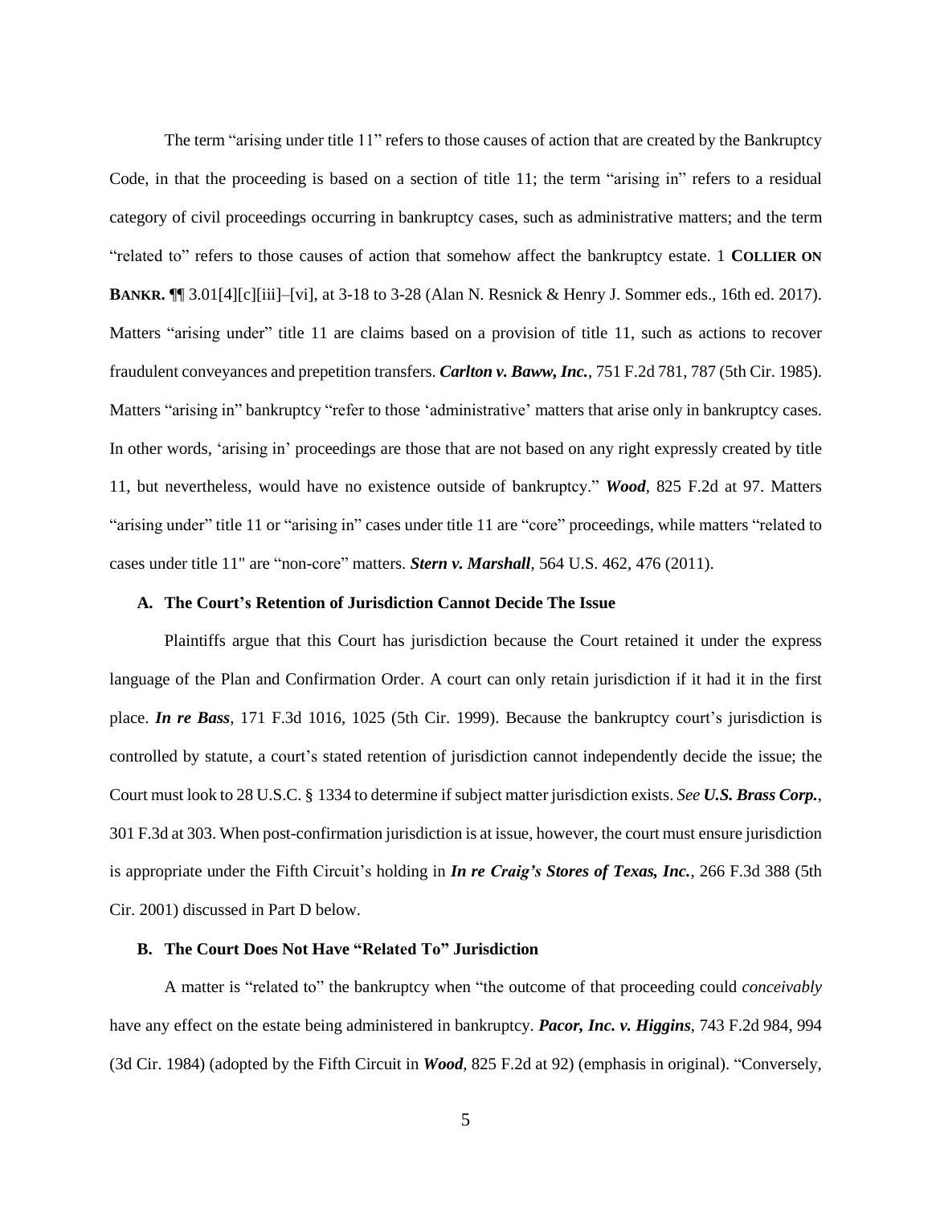The term "arising under title 11" refers to those causes of action that are created by the Bankruptcy Code, in that the proceeding is based on a section of title 11; the term "arising in" refers to a residual category of civil proceedings occurring in bankruptcy cases, such as administrative matters; and the term "related to" refers to those causes of action that somehow affect the bankruptcy estate. 1 **COLLIER ON BANKR.** ¶¶ 3.01[4][c][iii]–[vi], at 3-18 to 3-28 (Alan N. Resnick & Henry J. Sommer eds., 16th ed. 2017). Matters "arising under" title 11 are claims based on a provision of title 11, such as actions to recover fraudulent conveyances and prepetition transfers. ***Carlton v. Baww, Inc.***, 751 F.2d 781, 787 (5th Cir. 1985). Matters "arising in" bankruptcy "refer to those 'administrative' matters that arise only in bankruptcy cases. In other words, 'arising in' proceedings are those that are not based on any right expressly created by title 11, but nevertheless, would have no existence outside of bankruptcy." ***Wood***, 825 F.2d at 97. Matters "arising under" title 11 or "arising in" cases under title 11 are "core" proceedings, while matters "related to cases under title 11" are "non-core" matters. ***Stern v. Marshall***, 564 U.S. 462, 476 (2011).

### A. The Court's Retention of Jurisdiction Cannot Decide The Issue

Plaintiffs argue that this Court has jurisdiction because the Court retained it under the express language of the Plan and Confirmation Order. A court can only retain jurisdiction if it had it in the first place. ***In re Bass***, 171 F.3d 1016, 1025 (5th Cir. 1999). Because the bankruptcy court's jurisdiction is controlled by statute, a court's stated retention of jurisdiction cannot independently decide the issue; the Court must look to 28 U.S.C. § 1334 to determine if subject matter jurisdiction exists. *See* ***U.S. Brass Corp.***, 301 F.3d at 303. When post-confirmation jurisdiction is at issue, however, the court must ensure jurisdiction is appropriate under the Fifth Circuit's holding in ***In re Craig's Stores of Texas, Inc.***, 266 F.3d 388 (5th Cir. 2001) discussed in Part D below.

### B. The Court Does Not Have "Related To" Jurisdiction

A matter is "related to" the bankruptcy when "the outcome of that proceeding could *conceivably* have any effect on the estate being administered in bankruptcy. ***Pacor, Inc. v. Higgins***, 743 F.2d 984, 994 (3d Cir. 1984) (adopted by the Fifth Circuit in ***Wood***, 825 F.2d at 92) (emphasis in original). "Conversely,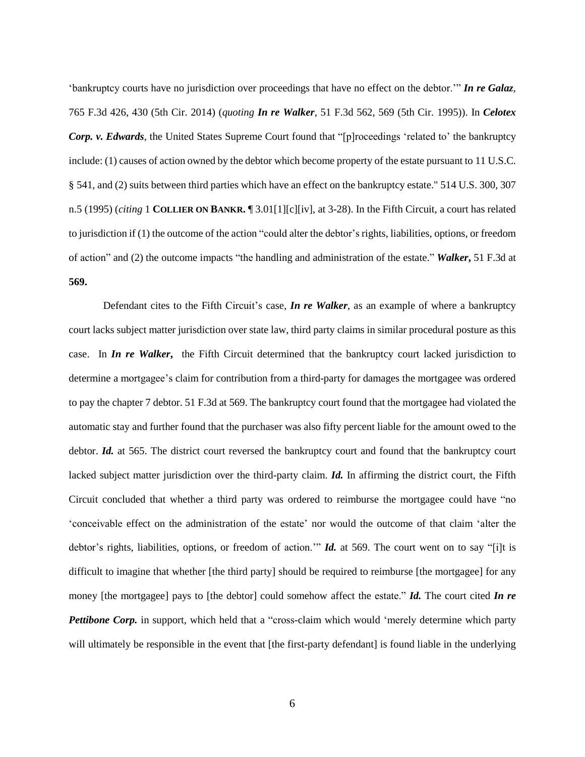'bankruptcy courts have no jurisdiction over proceedings that have no effect on the debtor.'" ***In re Galaz***, 765 F.3d 426, 430 (5th Cir. 2014) (*quoting* ***In re Walker***, 51 F.3d 562, 569 (5th Cir. 1995)). In ***Celotex Corp. v. Edwards***, the United States Supreme Court found that "[p]roceedings 'related to' the bankruptcy include: (1) causes of action owned by the debtor which become property of the estate pursuant to 11 U.S.C. § 541, and (2) suits between third parties which have an effect on the bankruptcy estate." 514 U.S. 300, 307 n.5 (1995) (*citing* 1 **COLLIER ON BANKR.** ¶ 3.01[1][c][iv], at 3-28). In the Fifth Circuit, a court has related to jurisdiction if (1) the outcome of the action "could alter the debtor's rights, liabilities, options, or freedom of action" and (2) the outcome impacts "the handling and administration of the estate." ***Walker*, 51 F.3d at 569.**

Defendant cites to the Fifth Circuit's case, ***In re Walker***, as an example of where a bankruptcy court lacks subject matter jurisdiction over state law, third party claims in similar procedural posture as this case. In ***In re Walker***, the Fifth Circuit determined that the bankruptcy court lacked jurisdiction to determine a mortgagee's claim for contribution from a third-party for damages the mortgagee was ordered to pay the chapter 7 debtor. 51 F.3d at 569. The bankruptcy court found that the mortgagee had violated the automatic stay and further found that the purchaser was also fifty percent liable for the amount owed to the debtor. ***Id.*** at 565. The district court reversed the bankruptcy court and found that the bankruptcy court lacked subject matter jurisdiction over the third-party claim. ***Id.*** In affirming the district court, the Fifth Circuit concluded that whether a third party was ordered to reimburse the mortgagee could have "no 'conceivable effect on the administration of the estate' nor would the outcome of that claim 'alter the debtor's rights, liabilities, options, or freedom of action.'" ***Id.*** at 569. The court went on to say "[i]t is difficult to imagine that whether [the third party] should be required to reimburse [the mortgagee] for any money [the mortgagee] pays to [the debtor] could somehow affect the estate." ***Id.*** The court cited ***In re Pettibone Corp.*** in support, which held that a "cross-claim which would 'merely determine which party will ultimately be responsible in the event that [the first-party defendant] is found liable in the underlying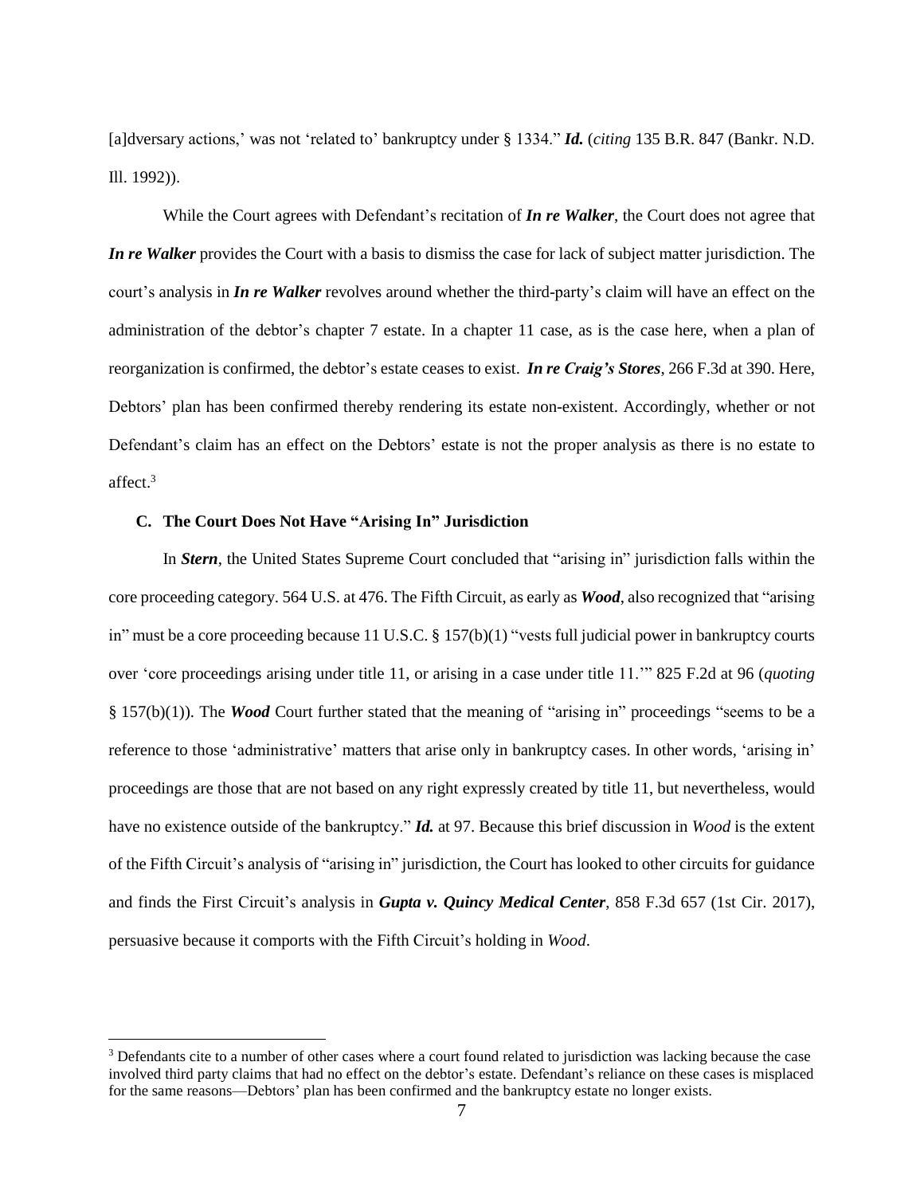[a]dversary actions,' was not 'related to' bankruptcy under § 1334." ***Id.*** (*citing* 135 B.R. 847 (Bankr. N.D. Ill. 1992)).

While the Court agrees with Defendant's recitation of ***In re Walker***, the Court does not agree that ***In re Walker*** provides the Court with a basis to dismiss the case for lack of subject matter jurisdiction. The court's analysis in ***In re Walker*** revolves around whether the third-party's claim will have an effect on the administration of the debtor's chapter 7 estate. In a chapter 11 case, as is the case here, when a plan of reorganization is confirmed, the debtor's estate ceases to exist. ***In re Craig's Stores***, 266 F.3d at 390. Here, Debtors' plan has been confirmed thereby rendering its estate non-existent. Accordingly, whether or not Defendant's claim has an effect on the Debtors' estate is not the proper analysis as there is no estate to affect.[3]

### C. The Court Does Not Have "Arising In" Jurisdiction

In ***Stern***, the United States Supreme Court concluded that "arising in" jurisdiction falls within the core proceeding category. 564 U.S. at 476. The Fifth Circuit, as early as ***Wood***, also recognized that "arising in" must be a core proceeding because 11 U.S.C. § 157(b)(1) "vests full judicial power in bankruptcy courts over 'core proceedings arising under title 11, or arising in a case under title 11.'" 825 F.2d at 96 (*quoting* § 157(b)(1)). The ***Wood*** Court further stated that the meaning of "arising in" proceedings "seems to be a reference to those 'administrative' matters that arise only in bankruptcy cases. In other words, 'arising in' proceedings are those that are not based on any right expressly created by title 11, but nevertheless, would have no existence outside of the bankruptcy." ***Id.*** at 97. Because this brief discussion in *Wood* is the extent of the Fifth Circuit's analysis of "arising in" jurisdiction, the Court has looked to other circuits for guidance and finds the First Circuit's analysis in ***Gupta v. Quincy Medical Center***, 858 F.3d 657 (1st Cir. 2017), persuasive because it comports with the Fifth Circuit's holding in *Wood*.

---

[3] Defendants cite to a number of other cases where a court found related to jurisdiction was lacking because the case involved third party claims that had no effect on the debtor's estate. Defendant's reliance on these cases is misplaced for the same reasons—Debtors' plan has been confirmed and the bankruptcy estate no longer exists.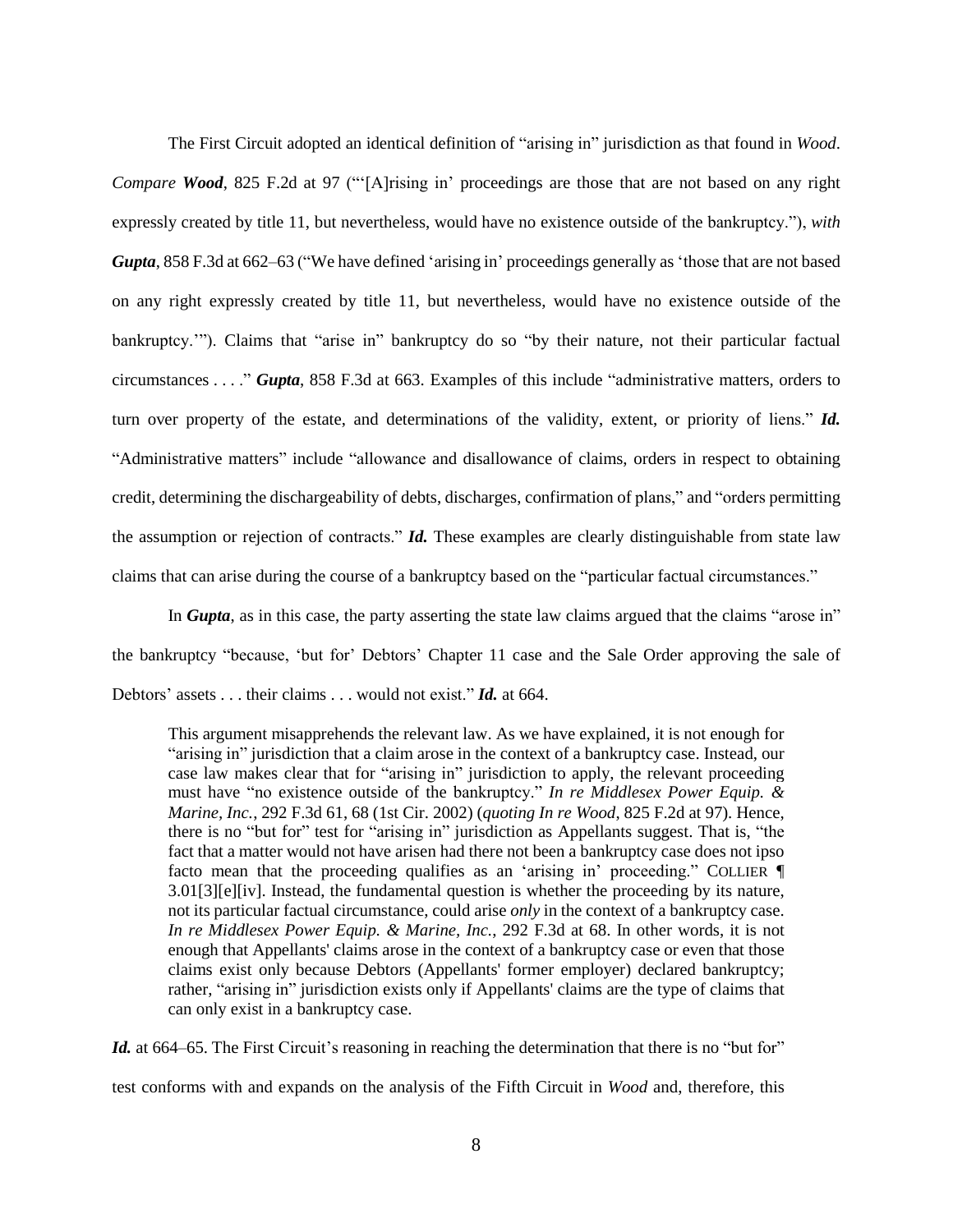The First Circuit adopted an identical definition of "arising in" jurisdiction as that found in *Wood*. *Compare* ***Wood***, 825 F.2d at 97 ("'[A]rising in' proceedings are those that are not based on any right expressly created by title 11, but nevertheless, would have no existence outside of the bankruptcy."), *with* ***Gupta***, 858 F.3d at 662–63 ("We have defined 'arising in' proceedings generally as 'those that are not based on any right expressly created by title 11, but nevertheless, would have no existence outside of the bankruptcy.'"). Claims that "arise in" bankruptcy do so "by their nature, not their particular factual circumstances . . . ." ***Gupta***, 858 F.3d at 663. Examples of this include "administrative matters, orders to turn over property of the estate, and determinations of the validity, extent, or priority of liens." ***Id.*** "Administrative matters" include "allowance and disallowance of claims, orders in respect to obtaining credit, determining the dischargeability of debts, discharges, confirmation of plans," and "orders permitting the assumption or rejection of contracts." ***Id.*** These examples are clearly distinguishable from state law claims that can arise during the course of a bankruptcy based on the "particular factual circumstances."

In ***Gupta***, as in this case, the party asserting the state law claims argued that the claims "arose in" the bankruptcy "because, 'but for' Debtors' Chapter 11 case and the Sale Order approving the sale of Debtors' assets . . . their claims . . . would not exist." ***Id.*** at 664.

> This argument misapprehends the relevant law. As we have explained, it is not enough for "arising in" jurisdiction that a claim arose in the context of a bankruptcy case. Instead, our case law makes clear that for "arising in" jurisdiction to apply, the relevant proceeding must have "no existence outside of the bankruptcy." *In re Middlesex Power Equip. & Marine, Inc.*, 292 F.3d 61, 68 (1st Cir. 2002) (*quoting In re Wood*, 825 F.2d at 97). Hence, there is no "but for" test for "arising in" jurisdiction as Appellants suggest. That is, "the fact that a matter would not have arisen had there not been a bankruptcy case does not ipso facto mean that the proceeding qualifies as an 'arising in' proceeding." COLLIER ¶ 3.01[3][e][iv]. Instead, the fundamental question is whether the proceeding by its nature, not its particular factual circumstance, could arise *only* in the context of a bankruptcy case. *In re Middlesex Power Equip. & Marine, Inc.*, 292 F.3d at 68. In other words, it is not enough that Appellants' claims arose in the context of a bankruptcy case or even that those claims exist only because Debtors (Appellants' former employer) declared bankruptcy; rather, "arising in" jurisdiction exists only if Appellants' claims are the type of claims that can only exist in a bankruptcy case.

***Id.*** at 664–65. The First Circuit's reasoning in reaching the determination that there is no "but for" test conforms with and expands on the analysis of the Fifth Circuit in *Wood* and, therefore, this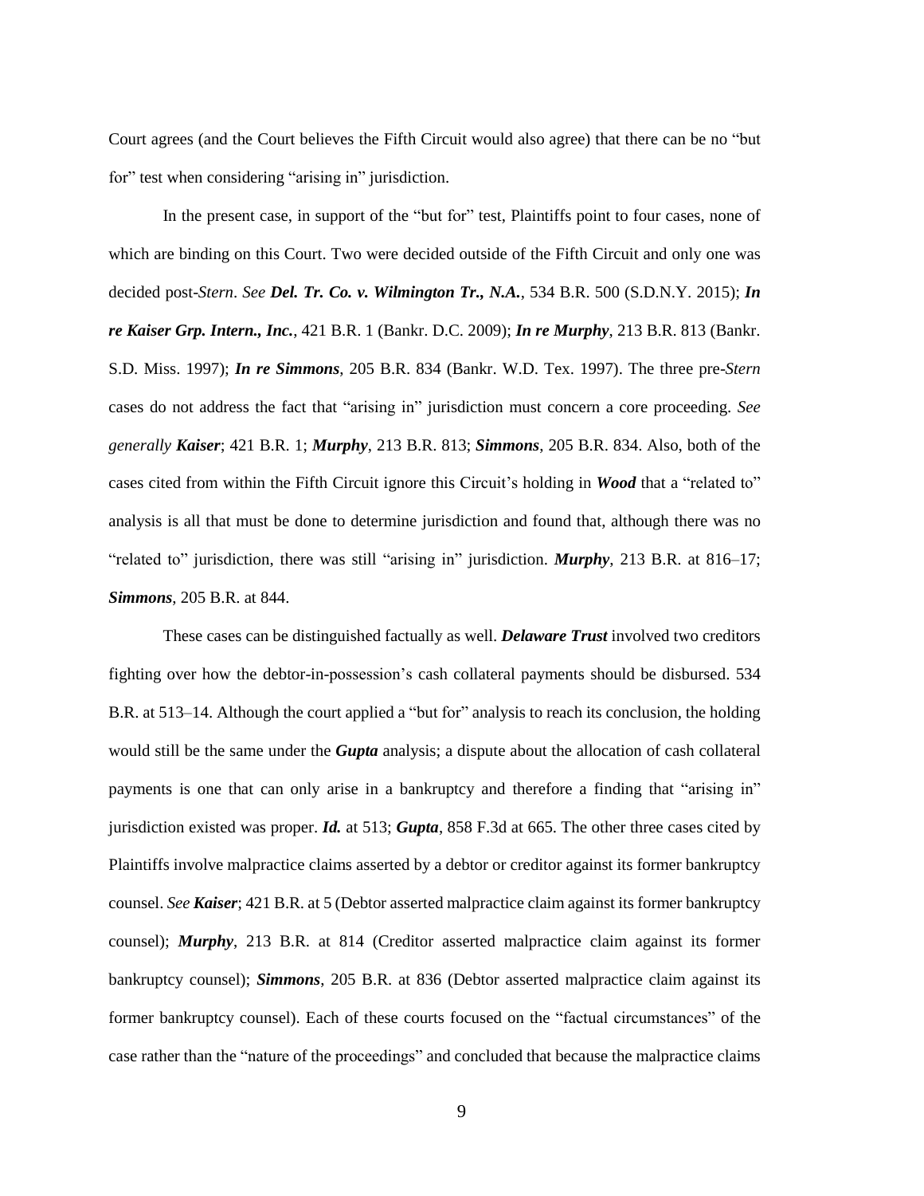Court agrees (and the Court believes the Fifth Circuit would also agree) that there can be no "but for" test when considering "arising in" jurisdiction.

In the present case, in support of the "but for" test, Plaintiffs point to four cases, none of which are binding on this Court. Two were decided outside of the Fifth Circuit and only one was decided post-*Stern*. *See* ***Del. Tr. Co. v. Wilmington Tr., N.A.***, 534 B.R. 500 (S.D.N.Y. 2015); ***In re Kaiser Grp. Intern., Inc.***, 421 B.R. 1 (Bankr. D.C. 2009); ***In re Murphy***, 213 B.R. 813 (Bankr. S.D. Miss. 1997); ***In re Simmons***, 205 B.R. 834 (Bankr. W.D. Tex. 1997). The three pre-*Stern* cases do not address the fact that "arising in" jurisdiction must concern a core proceeding. *See generally* ***Kaiser***; 421 B.R. 1; ***Murphy***, 213 B.R. 813; ***Simmons***, 205 B.R. 834. Also, both of the cases cited from within the Fifth Circuit ignore this Circuit's holding in ***Wood*** that a "related to" analysis is all that must be done to determine jurisdiction and found that, although there was no "related to" jurisdiction, there was still "arising in" jurisdiction. ***Murphy***, 213 B.R. at 816–17; ***Simmons***, 205 B.R. at 844.

These cases can be distinguished factually as well. ***Delaware Trust*** involved two creditors fighting over how the debtor-in-possession's cash collateral payments should be disbursed. 534 B.R. at 513–14. Although the court applied a "but for" analysis to reach its conclusion, the holding would still be the same under the ***Gupta*** analysis; a dispute about the allocation of cash collateral payments is one that can only arise in a bankruptcy and therefore a finding that "arising in" jurisdiction existed was proper. ***Id.*** at 513; ***Gupta***, 858 F.3d at 665. The other three cases cited by Plaintiffs involve malpractice claims asserted by a debtor or creditor against its former bankruptcy counsel. *See* ***Kaiser***; 421 B.R. at 5 (Debtor asserted malpractice claim against its former bankruptcy counsel); ***Murphy***, 213 B.R. at 814 (Creditor asserted malpractice claim against its former bankruptcy counsel); ***Simmons***, 205 B.R. at 836 (Debtor asserted malpractice claim against its former bankruptcy counsel). Each of these courts focused on the "factual circumstances" of the case rather than the "nature of the proceedings" and concluded that because the malpractice claims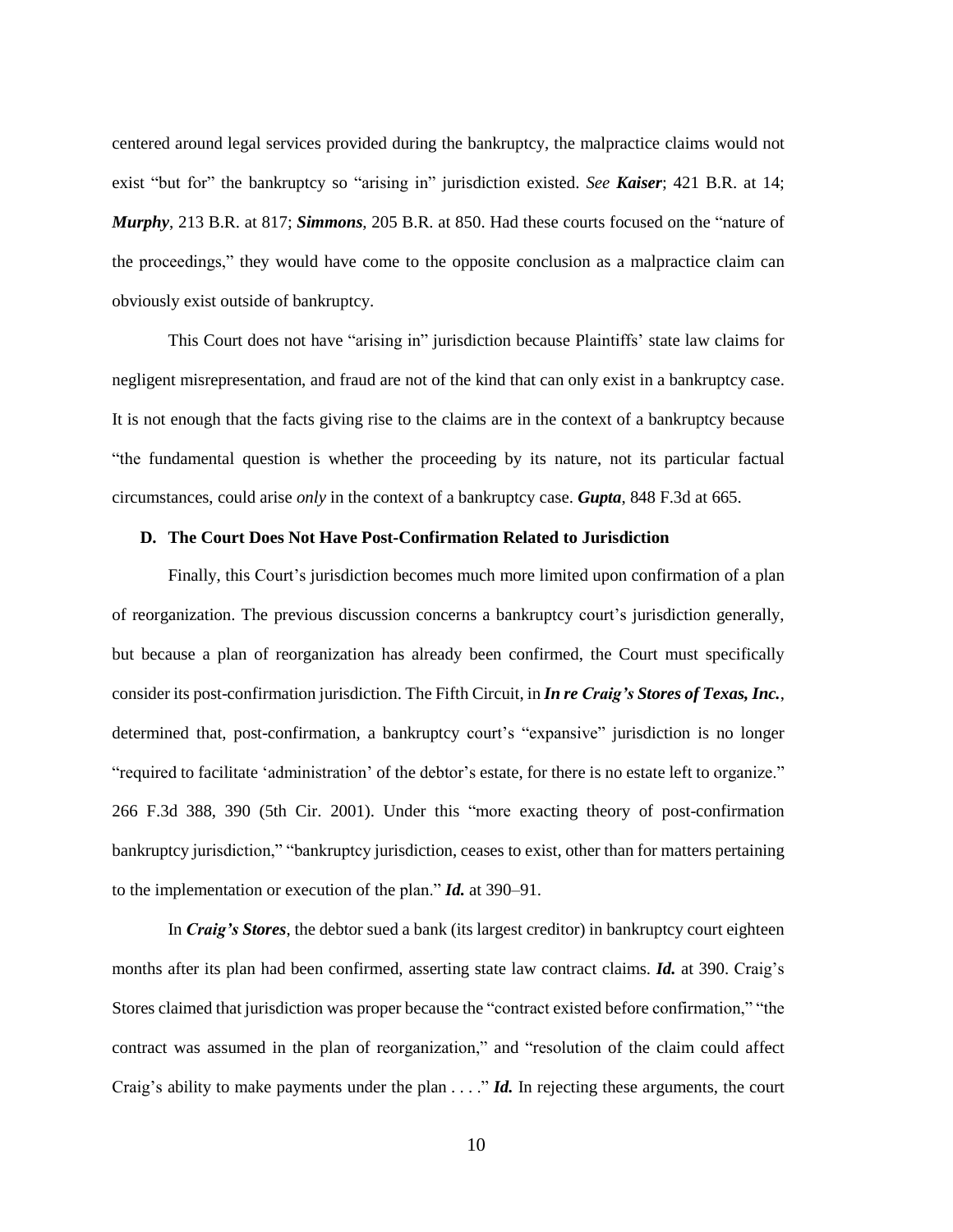centered around legal services provided during the bankruptcy, the malpractice claims would not exist "but for" the bankruptcy so "arising in" jurisdiction existed. *See* ***Kaiser***; 421 B.R. at 14; ***Murphy***, 213 B.R. at 817; ***Simmons***, 205 B.R. at 850. Had these courts focused on the "nature of the proceedings," they would have come to the opposite conclusion as a malpractice claim can obviously exist outside of bankruptcy.

This Court does not have "arising in" jurisdiction because Plaintiffs' state law claims for negligent misrepresentation, and fraud are not of the kind that can only exist in a bankruptcy case. It is not enough that the facts giving rise to the claims are in the context of a bankruptcy because "the fundamental question is whether the proceeding by its nature, not its particular factual circumstances, could arise *only* in the context of a bankruptcy case. ***Gupta***, 848 F.3d at 665.

**D. The Court Does Not Have Post-Confirmation Related to Jurisdiction**

Finally, this Court's jurisdiction becomes much more limited upon confirmation of a plan of reorganization. The previous discussion concerns a bankruptcy court's jurisdiction generally, but because a plan of reorganization has already been confirmed, the Court must specifically consider its post-confirmation jurisdiction. The Fifth Circuit, in ***In re Craig's Stores of Texas, Inc.***, determined that, post-confirmation, a bankruptcy court's "expansive" jurisdiction is no longer "required to facilitate 'administration' of the debtor's estate, for there is no estate left to organize." 266 F.3d 388, 390 (5th Cir. 2001). Under this "more exacting theory of post-confirmation bankruptcy jurisdiction," "bankruptcy jurisdiction, ceases to exist, other than for matters pertaining to the implementation or execution of the plan." ***Id.*** at 390–91.

In ***Craig's Stores***, the debtor sued a bank (its largest creditor) in bankruptcy court eighteen months after its plan had been confirmed, asserting state law contract claims. ***Id.*** at 390. Craig's Stores claimed that jurisdiction was proper because the "contract existed before confirmation," "the contract was assumed in the plan of reorganization," and "resolution of the claim could affect Craig's ability to make payments under the plan . . . ." ***Id.*** In rejecting these arguments, the court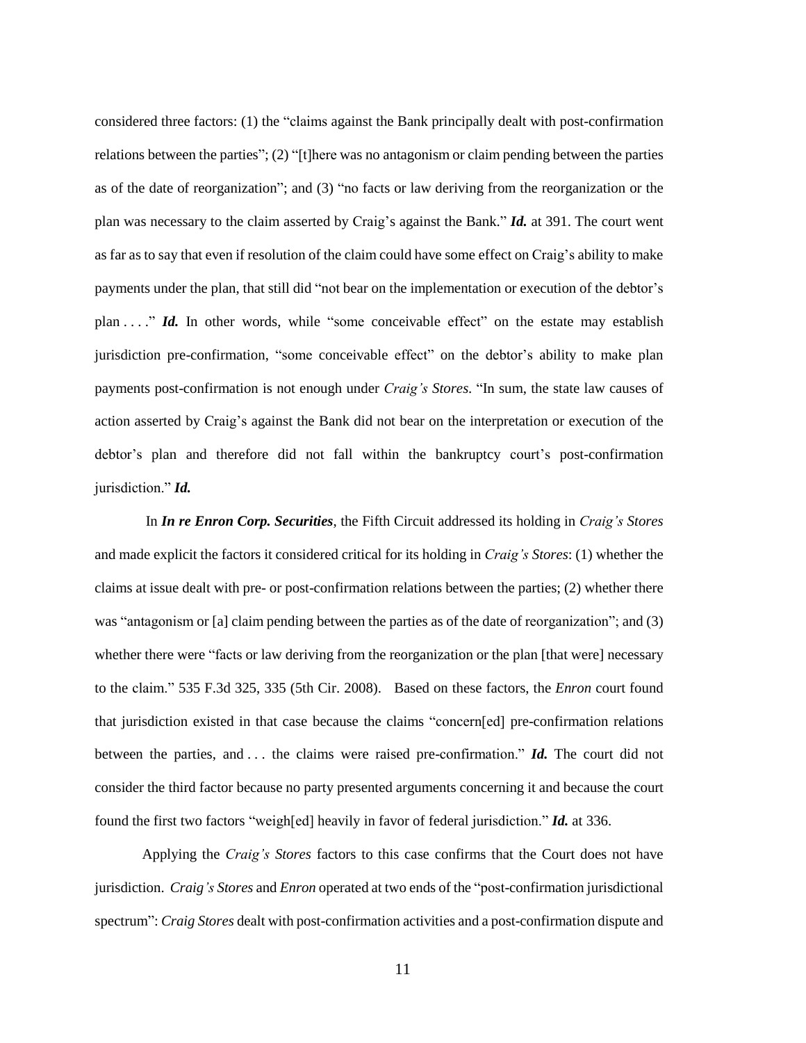considered three factors: (1) the "claims against the Bank principally dealt with post-confirmation relations between the parties"; (2) "[t]here was no antagonism or claim pending between the parties as of the date of reorganization"; and (3) "no facts or law deriving from the reorganization or the plan was necessary to the claim asserted by Craig's against the Bank." ***Id.*** at 391. The court went as far as to say that even if resolution of the claim could have some effect on Craig's ability to make payments under the plan, that still did "not bear on the implementation or execution of the debtor's plan . . . ." ***Id.*** In other words, while "some conceivable effect" on the estate may establish jurisdiction pre-confirmation, "some conceivable effect" on the debtor's ability to make plan payments post-confirmation is not enough under *Craig's Stores*. "In sum, the state law causes of action asserted by Craig's against the Bank did not bear on the interpretation or execution of the debtor's plan and therefore did not fall within the bankruptcy court's post-confirmation jurisdiction." ***Id.***

In ***In re Enron Corp. Securities***, the Fifth Circuit addressed its holding in *Craig's Stores* and made explicit the factors it considered critical for its holding in *Craig's Stores*: (1) whether the claims at issue dealt with pre- or post-confirmation relations between the parties; (2) whether there was "antagonism or [a] claim pending between the parties as of the date of reorganization"; and (3) whether there were "facts or law deriving from the reorganization or the plan [that were] necessary to the claim." 535 F.3d 325, 335 (5th Cir. 2008). Based on these factors, the *Enron* court found that jurisdiction existed in that case because the claims "concern[ed] pre-confirmation relations between the parties, and . . . the claims were raised pre-confirmation." ***Id.*** The court did not consider the third factor because no party presented arguments concerning it and because the court found the first two factors "weigh[ed] heavily in favor of federal jurisdiction." ***Id.*** at 336.

Applying the *Craig's Stores* factors to this case confirms that the Court does not have jurisdiction. *Craig's Stores* and *Enron* operated at two ends of the "post-confirmation jurisdictional spectrum": *Craig Stores* dealt with post-confirmation activities and a post-confirmation dispute and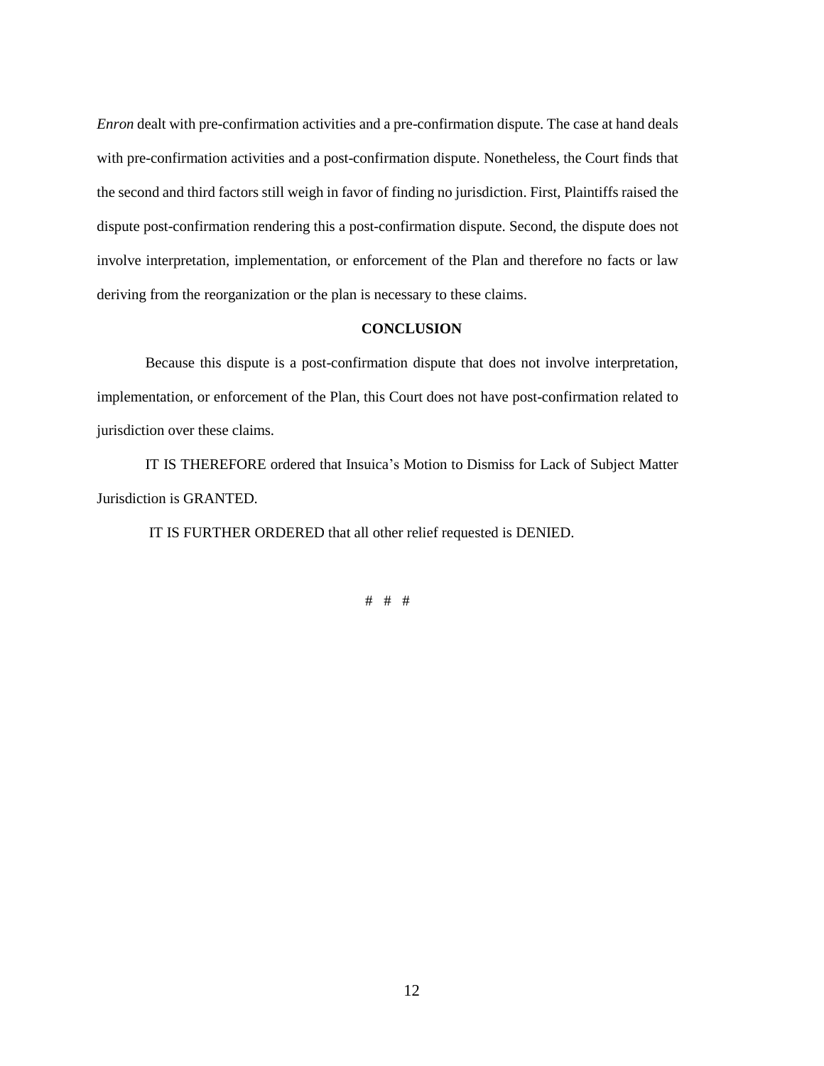*Enron* dealt with pre-confirmation activities and a pre-confirmation dispute. The case at hand deals with pre-confirmation activities and a post-confirmation dispute. Nonetheless, the Court finds that the second and third factors still weigh in favor of finding no jurisdiction. First, Plaintiffs raised the dispute post-confirmation rendering this a post-confirmation dispute. Second, the dispute does not involve interpretation, implementation, or enforcement of the Plan and therefore no facts or law deriving from the reorganization or the plan is necessary to these claims.

**CONCLUSION**

Because this dispute is a post-confirmation dispute that does not involve interpretation, implementation, or enforcement of the Plan, this Court does not have post-confirmation related to jurisdiction over these claims.

IT IS THEREFORE ordered that Insuica's Motion to Dismiss for Lack of Subject Matter Jurisdiction is GRANTED.

IT IS FURTHER ORDERED that all other relief requested is DENIED.

# # #